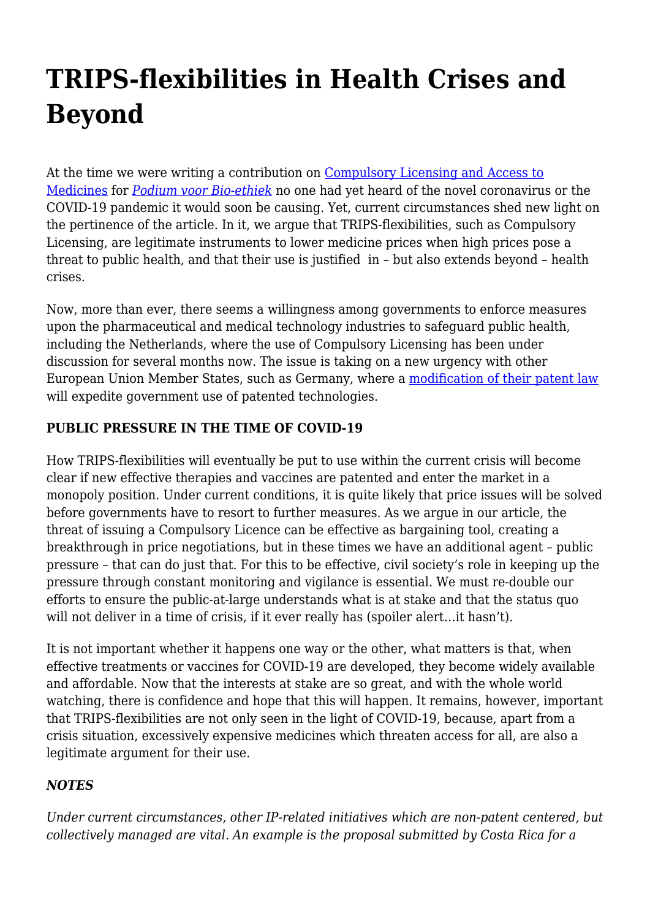# TRIPS-flexibilities in Health Crises and Beyond

At the time we were writing a contribution on [Compulsory Licensing and Access to Medicines](#) for [*Podium voor Bio-ethiek*](#) no one had yet heard of the novel coronavirus or the COVID-19 pandemic it would soon be causing. Yet, current circumstances shed new light on the pertinence of the article. In it, we argue that TRIPS-flexibilities, such as Compulsory Licensing, are legitimate instruments to lower medicine prices when high prices pose a threat to public health, and that their use is justified in – but also extends beyond – health crises.

Now, more than ever, there seems a willingness among governments to enforce measures upon the pharmaceutical and medical technology industries to safeguard public health, including the Netherlands, where the use of Compulsory Licensing has been under discussion for several months now. The issue is taking on a new urgency with other European Union Member States, such as Germany, where a [modification of their patent law](#) will expedite government use of patented technologies.

**PUBLIC PRESSURE IN THE TIME OF COVID-19**

How TRIPS-flexibilities will eventually be put to use within the current crisis will become clear if new effective therapies and vaccines are patented and enter the market in a monopoly position. Under current conditions, it is quite likely that price issues will be solved before governments have to resort to further measures. As we argue in our article, the threat of issuing a Compulsory Licence can be effective as bargaining tool, creating a breakthrough in price negotiations, but in these times we have an additional agent – public pressure – that can do just that. For this to be effective, civil society's role in keeping up the pressure through constant monitoring and vigilance is essential. We must re-double our efforts to ensure the public-at-large understands what is at stake and that the status quo will not deliver in a time of crisis, if it ever really has (spoiler alert…it hasn't).

It is not important whether it happens one way or the other, what matters is that, when effective treatments or vaccines for COVID-19 are developed, they become widely available and affordable. Now that the interests at stake are so great, and with the whole world watching, there is confidence and hope that this will happen. It remains, however, important that TRIPS-flexibilities are not only seen in the light of COVID-19, because, apart from a crisis situation, excessively expensive medicines which threaten access for all, are also a legitimate argument for their use.

***NOTES***

*Under current circumstances, other IP-related initiatives which are non-patent centered, but collectively managed are vital. An example is the proposal submitted by Costa Rica for a*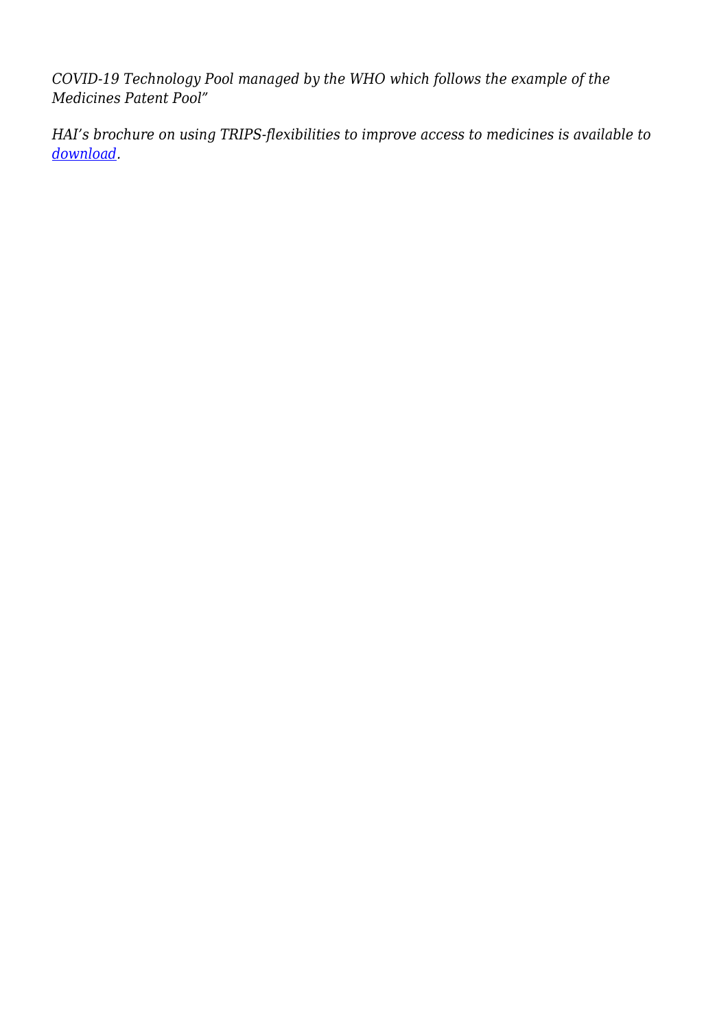*COVID-19 Technology Pool managed by the WHO which follows the example of the Medicines Patent Pool"*

*HAI's brochure on using TRIPS-flexibilities to improve access to medicines is available to [download](download).*